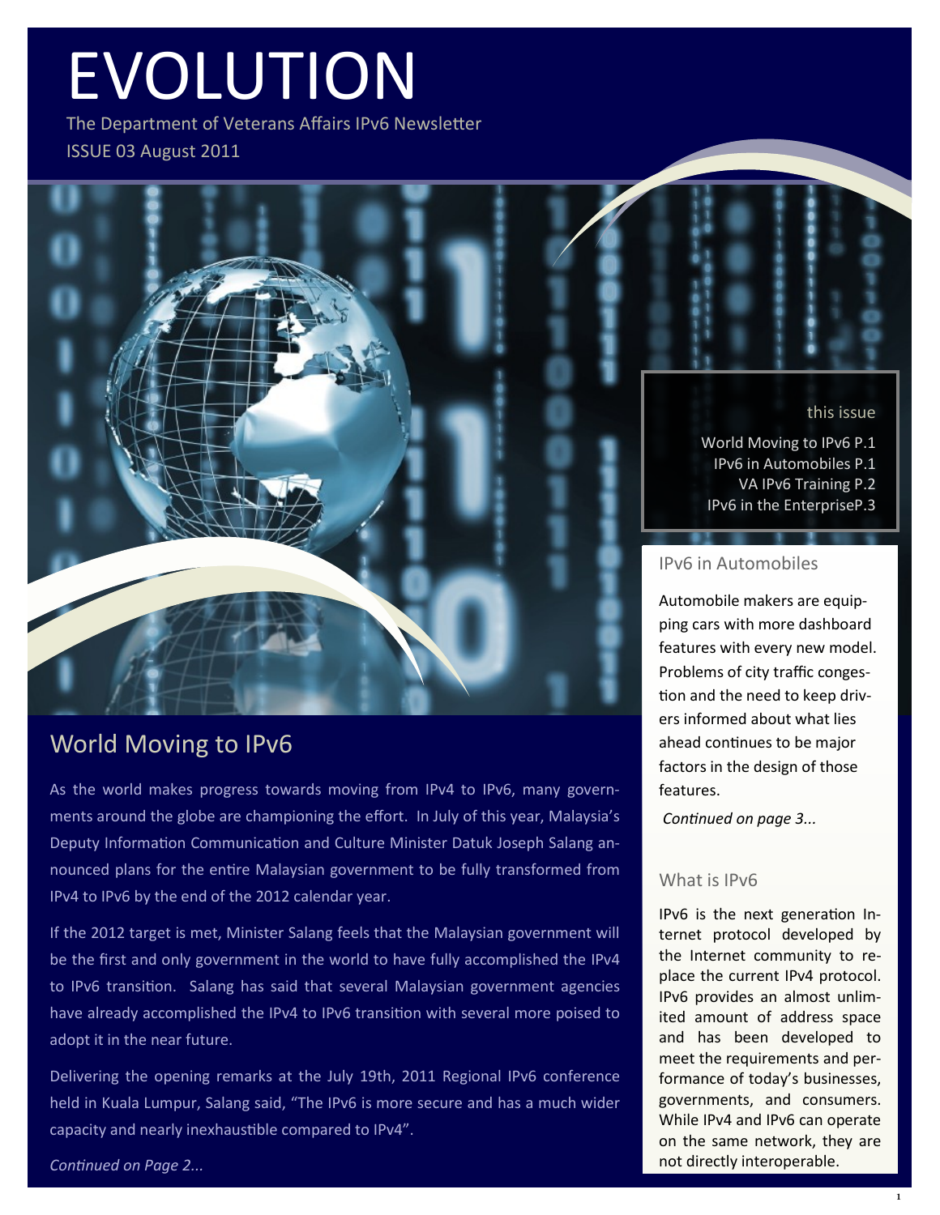# EVOLUTION

The Department of Veterans Affairs IPv6 Newsletter

ISSUE 03 August 2011

## World Moving to IPv6

As the world makes progress towards moving from IPv4 to IPv6, many governments around the globe are championing the effort. In July of this year, Malaysia's Deputy Information Communication and Culture Minister Datuk Joseph Salang announced plans for the entire Malaysian government to be fully transformed from IPv4 to IPv6 by the end of the 2012 calendar year.

If the 2012 target is met, Minister Salang feels that the Malaysian government will be the first and only government in the world to have fully accomplished the IPv4 to IPv6 transition. Salang has said that several Malaysian government agencies have already accomplished the IPv4 to IPv6 transition with several more poised to adopt it in the near future.

Delivering the opening remarks at the July 19th, 2011 Regional IPv6 conference held in Kuala Lumpur, Salang said, "The IPv6 is more secure and has a much wider capacity and nearly inexhaustible compared to IPv4".

*Continued on Page 2...*

### this issue

World Moving to IPv6 P.1
IPv6 in Automobiles P.1
VA IPv6 Training P.2
IPv6 in the EnterpriseP.3

### IPv6 in Automobiles

Automobile makers are equipping cars with more dashboard features with every new model. Problems of city traffic congestion and the need to keep drivers informed about what lies ahead continues to be major factors in the design of those features.

*Continued on page 3...*

### What is IPv6

IPv6 is the next generation Internet protocol developed by the Internet community to replace the current IPv4 protocol. IPv6 provides an almost unlimited amount of address space and has been developed to meet the requirements and performance of today's businesses, governments, and consumers. While IPv4 and IPv6 can operate on the same network, they are not directly interoperable.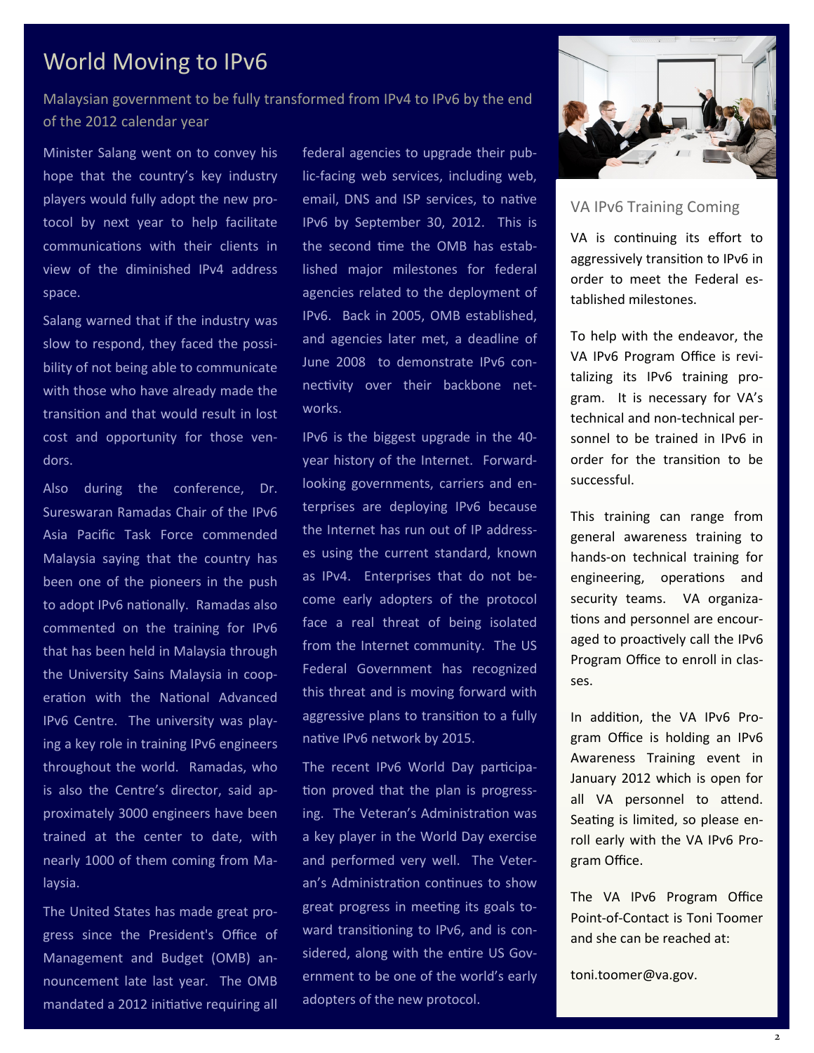# World Moving to IPv6

## Malaysian government to be fully transformed from IPv4 to IPv6 by the end of the 2012 calendar year

Minister Salang went on to convey his hope that the country's key industry players would fully adopt the new protocol by next year to help facilitate communications with their clients in view of the diminished IPv4 address space.

Salang warned that if the industry was slow to respond, they faced the possibility of not being able to communicate with those who have already made the transition and that would result in lost cost and opportunity for those vendors.

Also during the conference, Dr. Sureswaran Ramadas Chair of the IPv6 Asia Pacific Task Force commended Malaysia saying that the country has been one of the pioneers in the push to adopt IPv6 nationally. Ramadas also commented on the training for IPv6 that has been held in Malaysia through the University Sains Malaysia in cooperation with the National Advanced IPv6 Centre. The university was playing a key role in training IPv6 engineers throughout the world. Ramadas, who is also the Centre's director, said approximately 3000 engineers have been trained at the center to date, with nearly 1000 of them coming from Malaysia.

The United States has made great progress since the President's Office of Management and Budget (OMB) announcement late last year. The OMB mandated a 2012 initiative requiring all federal agencies to upgrade their public-facing web services, including web, email, DNS and ISP services, to native IPv6 by September 30, 2012. This is the second time the OMB has established major milestones for federal agencies related to the deployment of IPv6. Back in 2005, OMB established, and agencies later met, a deadline of June 2008 to demonstrate IPv6 connectivity over their backbone networks.

IPv6 is the biggest upgrade in the 40-year history of the Internet. Forward-looking governments, carriers and enterprises are deploying IPv6 because the Internet has run out of IP addresses using the current standard, known as IPv4. Enterprises that do not become early adopters of the protocol face a real threat of being isolated from the Internet community. The US Federal Government has recognized this threat and is moving forward with aggressive plans to transition to a fully native IPv6 network by 2015.

The recent IPv6 World Day participation proved that the plan is progressing. The Veteran's Administration was a key player in the World Day exercise and performed very well. The Veteran's Administration continues to show great progress in meeting its goals toward transitioning to IPv6, and is considered, along with the entire US Government to be one of the world's early adopters of the new protocol.

## VA IPv6 Training Coming

VA is continuing its effort to aggressively transition to IPv6 in order to meet the Federal established milestones.

To help with the endeavor, the VA IPv6 Program Office is revitalizing its IPv6 training program. It is necessary for VA's technical and non-technical personnel to be trained in IPv6 in order for the transition to be successful.

This training can range from general awareness training to hands-on technical training for engineering, operations and security teams. VA organizations and personnel are encouraged to proactively call the IPv6 Program Office to enroll in classes.

In addition, the VA IPv6 Program Office is holding an IPv6 Awareness Training event in January 2012 which is open for all VA personnel to attend. Seating is limited, so please enroll early with the VA IPv6 Program Office.

The VA IPv6 Program Office Point-of-Contact is Toni Toomer and she can be reached at:

toni.toomer@va.gov.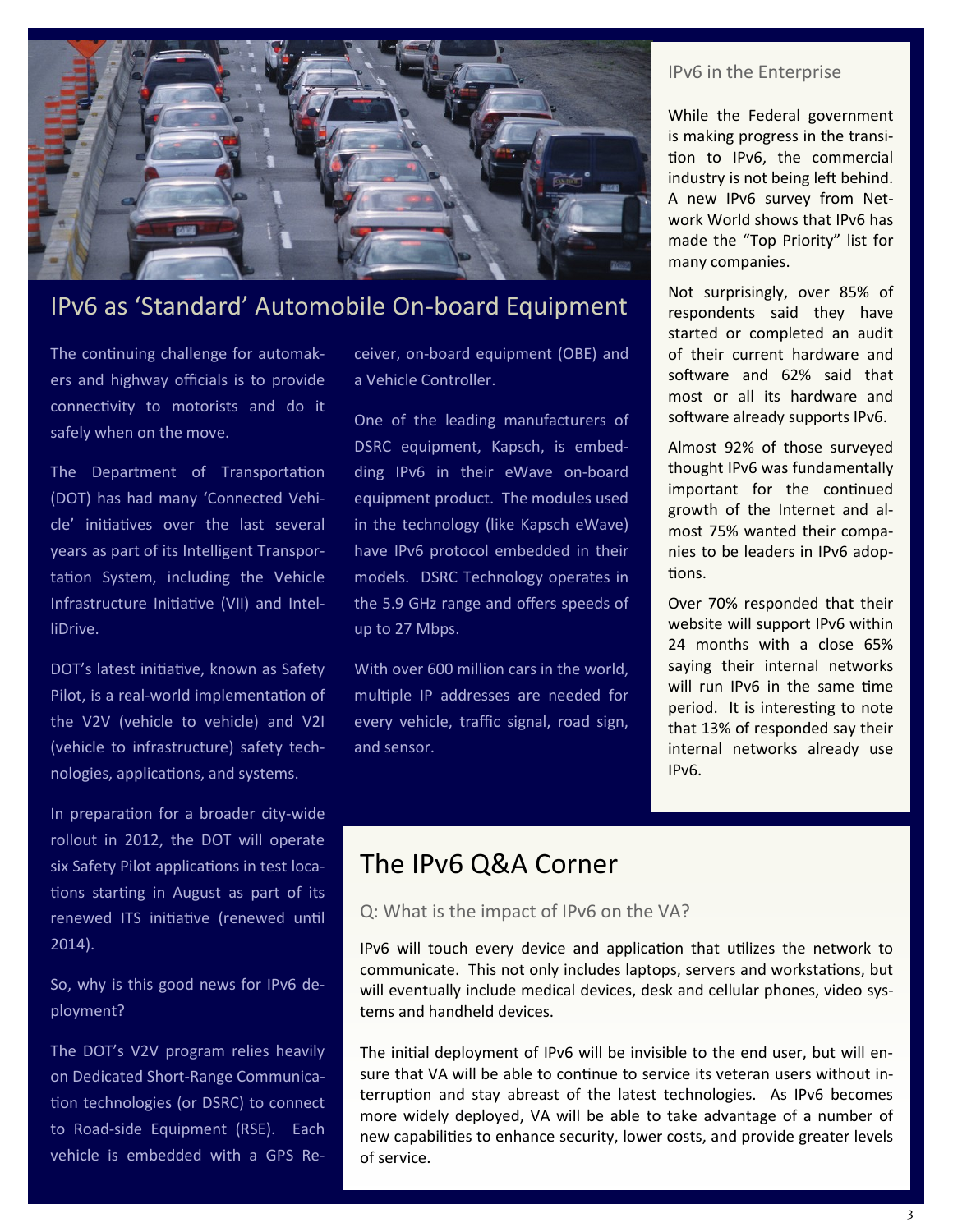## IPv6 as 'Standard' Automobile On-board Equipment

The continuing challenge for automakers and highway officials is to provide connectivity to motorists and do it safely when on the move.

The Department of Transportation (DOT) has had many 'Connected Vehicle' initiatives over the last several years as part of its Intelligent Transportation System, including the Vehicle Infrastructure Initiative (VII) and IntelliDrive.

DOT's latest initiative, known as Safety Pilot, is a real-world implementation of the V2V (vehicle to vehicle) and V2I (vehicle to infrastructure) safety technologies, applications, and systems.

In preparation for a broader city-wide rollout in 2012, the DOT will operate six Safety Pilot applications in test locations starting in August as part of its renewed ITS initiative (renewed until 2014).

So, why is this good news for IPv6 deployment?

The DOT's V2V program relies heavily on Dedicated Short-Range Communication technologies (or DSRC) to connect to Road-side Equipment (RSE). Each vehicle is embedded with a GPS Receiver, on-board equipment (OBE) and a Vehicle Controller.

One of the leading manufacturers of DSRC equipment, Kapsch, is embedding IPv6 in their eWave on-board equipment product. The modules used in the technology (like Kapsch eWave) have IPv6 protocol embedded in their models. DSRC Technology operates in the 5.9 GHz range and offers speeds of up to 27 Mbps.

With over 600 million cars in the world, multiple IP addresses are needed for every vehicle, traffic signal, road sign, and sensor.

### IPv6 in the Enterprise

While the Federal government is making progress in the transition to IPv6, the commercial industry is not being left behind. A new IPv6 survey from Network World shows that IPv6 has made the "Top Priority" list for many companies.

Not surprisingly, over 85% of respondents said they have started or completed an audit of their current hardware and software and 62% said that most or all its hardware and software already supports IPv6.

Almost 92% of those surveyed thought IPv6 was fundamentally important for the continued growth of the Internet and almost 75% wanted their companies to be leaders in IPv6 adoptions.

Over 70% responded that their website will support IPv6 within 24 months with a close 65% saying their internal networks will run IPv6 in the same time period. It is interesting to note that 13% of responded say their internal networks already use IPv6.

## The IPv6 Q&A Corner

### Q: What is the impact of IPv6 on the VA?

IPv6 will touch every device and application that utilizes the network to communicate. This not only includes laptops, servers and workstations, but will eventually include medical devices, desk and cellular phones, video systems and handheld devices.

The initial deployment of IPv6 will be invisible to the end user, but will ensure that VA will be able to continue to service its veteran users without interruption and stay abreast of the latest technologies. As IPv6 becomes more widely deployed, VA will be able to take advantage of a number of new capabilities to enhance security, lower costs, and provide greater levels of service.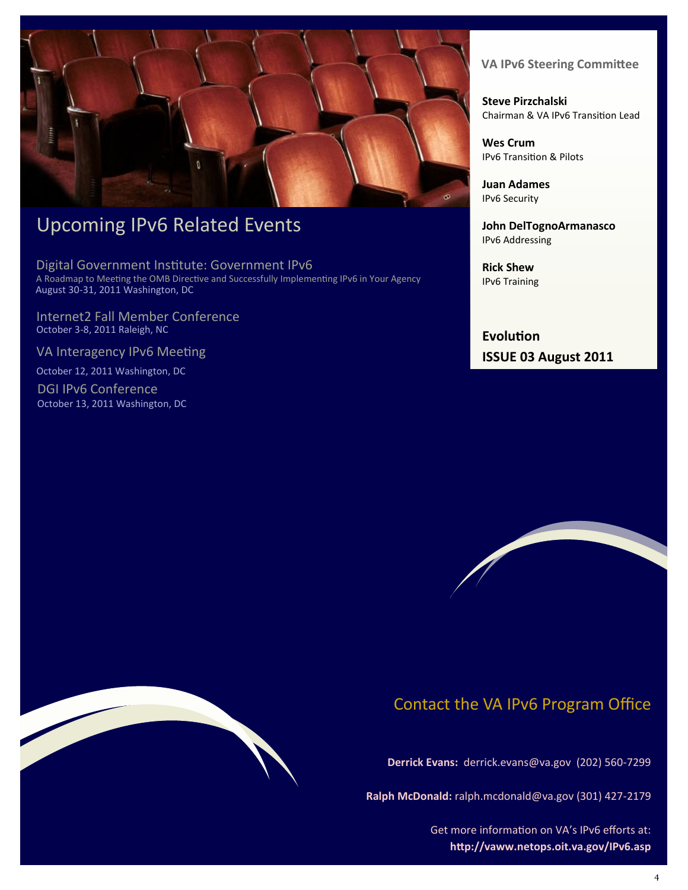## Upcoming IPv6 Related Events

### Digital Government Institute: Government IPv6

A Roadmap to Meeting the OMB Directive and Successfully Implementing IPv6 in Your Agency
August 30-31, 2011 Washington, DC

### Internet2 Fall Member Conference

October 3-8, 2011 Raleigh, NC

### VA Interagency IPv6 Meeting

October 12, 2011 Washington, DC

### DGI IPv6 Conference

October 13, 2011 Washington, DC

## VA IPv6 Steering Committee

**Steve Pirzchalski**
Chairman & VA IPv6 Transition Lead

**Wes Crum**
IPv6 Transition & Pilots

**Juan Adames**
IPv6 Security

**John DelTognoArmanasco**
IPv6 Addressing

**Rick Shew**
IPv6 Training

**Evolution**
**ISSUE 03 August 2011**

## Contact the VA IPv6 Program Office

**Derrick Evans:** derrick.evans@va.gov (202) 560-7299

**Ralph McDonald:** ralph.mcdonald@va.gov (301) 427-2179

Get more information on VA's IPv6 efforts at:
**http://vaww.netops.oit.va.gov/IPv6.asp**